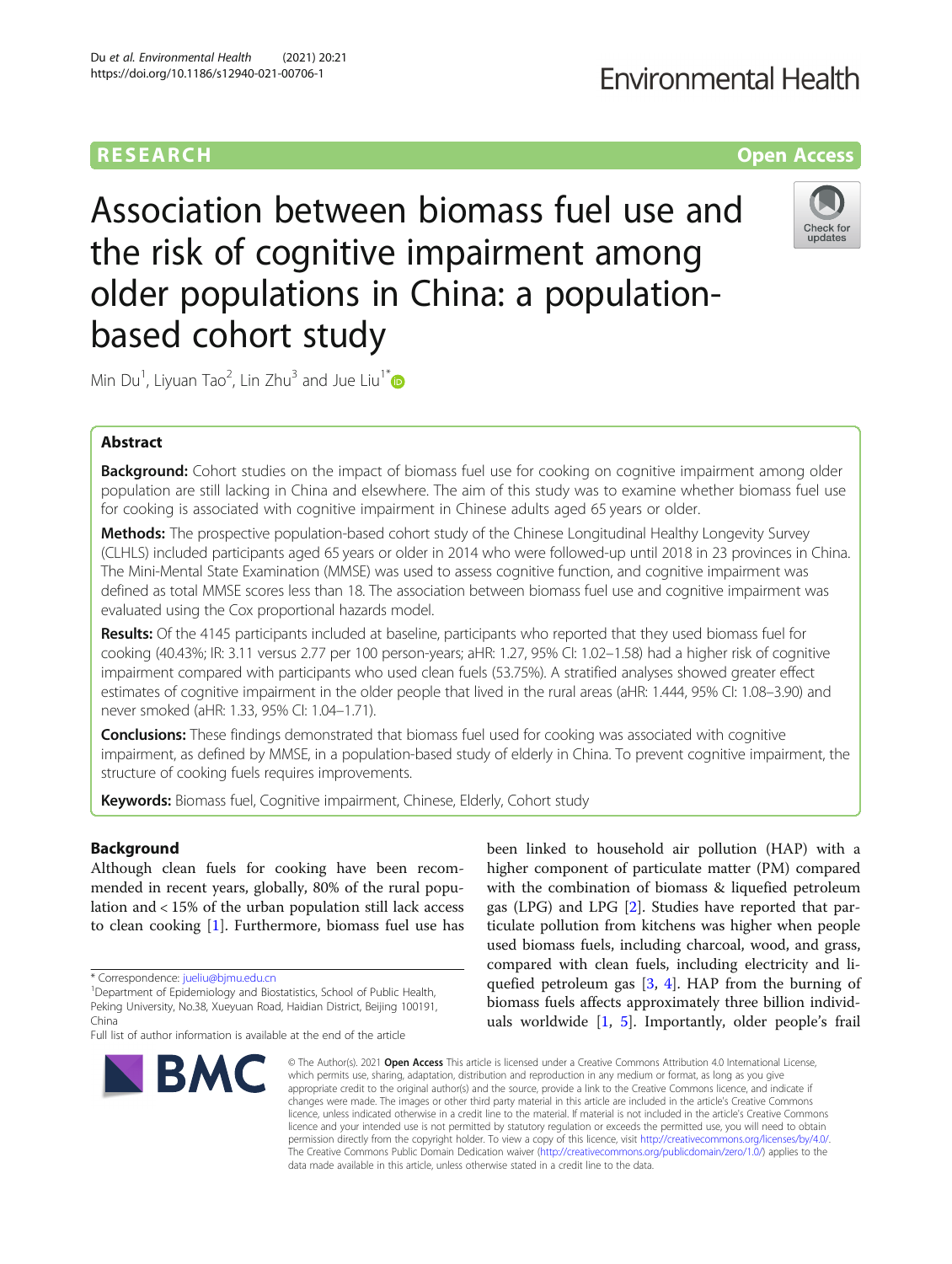RESEARCH

Open Access

# Association between biomass fuel use and the risk of cognitive impairment among older populations in China: a population-based cohort study

Min Du[1], Liyuan Tao[2], Lin Zhu[3] and Jue Liu[1*]

## Abstract

**Background:** Cohort studies on the impact of biomass fuel use for cooking on cognitive impairment among older population are still lacking in China and elsewhere. The aim of this study was to examine whether biomass fuel use for cooking is associated with cognitive impairment in Chinese adults aged 65 years or older.

**Methods:** The prospective population-based cohort study of the Chinese Longitudinal Healthy Longevity Survey (CLHLS) included participants aged 65 years or older in 2014 who were followed-up until 2018 in 23 provinces in China. The Mini-Mental State Examination (MMSE) was used to assess cognitive function, and cognitive impairment was defined as total MMSE scores less than 18. The association between biomass fuel use and cognitive impairment was evaluated using the Cox proportional hazards model.

**Results:** Of the 4145 participants included at baseline, participants who reported that they used biomass fuel for cooking (40.43%; IR: 3.11 versus 2.77 per 100 person-years; aHR: 1.27, 95% CI: 1.02–1.58) had a higher risk of cognitive impairment compared with participants who used clean fuels (53.75%). A stratified analyses showed greater effect estimates of cognitive impairment in the older people that lived in the rural areas (aHR: 1.444, 95% CI: 1.08–3.90) and never smoked (aHR: 1.33, 95% CI: 1.04–1.71).

**Conclusions:** These findings demonstrated that biomass fuel used for cooking was associated with cognitive impairment, as defined by MMSE, in a population-based study of elderly in China. To prevent cognitive impairment, the structure of cooking fuels requires improvements.

**Keywords:** Biomass fuel, Cognitive impairment, Chinese, Elderly, Cohort study

## Background

Although clean fuels for cooking have been recommended in recent years, globally, 80% of the rural population and < 15% of the urban population still lack access to clean cooking [1]. Furthermore, biomass fuel use has been linked to household air pollution (HAP) with a higher component of particulate matter (PM) compared with the combination of biomass & liquefied petroleum gas (LPG) and LPG [2]. Studies have reported that particulate pollution from kitchens was higher when people used biomass fuels, including charcoal, wood, and grass, compared with clean fuels, including electricity and liquefied petroleum gas [3, 4]. HAP from the burning of biomass fuels affects approximately three billion individuals worldwide [1, 5]. Importantly, older people's frail

\* Correspondence: jueliu@bjmu.edu.cn
[1]Department of Epidemiology and Biostatistics, School of Public Health, Peking University, No.38, Xueyuan Road, Haidian District, Beijing 100191, China
Full list of author information is available at the end of the article

© The Author(s). 2021 **Open Access** This article is licensed under a Creative Commons Attribution 4.0 International License, which permits use, sharing, adaptation, distribution and reproduction in any medium or format, as long as you give appropriate credit to the original author(s) and the source, provide a link to the Creative Commons licence, and indicate if changes were made. The images or other third party material in this article are included in the article's Creative Commons licence, unless indicated otherwise in a credit line to the material. If material is not included in the article's Creative Commons licence and your intended use is not permitted by statutory regulation or exceeds the permitted use, you will need to obtain permission directly from the copyright holder. To view a copy of this licence, visit http://creativecommons.org/licenses/by/4.0/. The Creative Commons Public Domain Dedication waiver (http://creativecommons.org/publicdomain/zero/1.0/) applies to the data made available in this article, unless otherwise stated in a credit line to the data.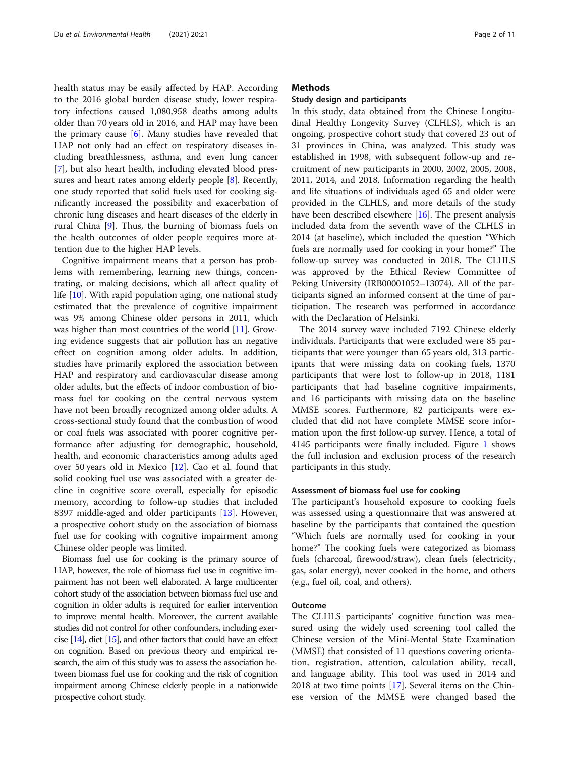health status may be easily affected by HAP. According to the 2016 global burden disease study, lower respiratory infections caused 1,080,958 deaths among adults older than 70 years old in 2016, and HAP may have been the primary cause [6]. Many studies have revealed that HAP not only had an effect on respiratory diseases including breathlessness, asthma, and even lung cancer [7], but also heart health, including elevated blood pressures and heart rates among elderly people [8]. Recently, one study reported that solid fuels used for cooking significantly increased the possibility and exacerbation of chronic lung diseases and heart diseases of the elderly in rural China [9]. Thus, the burning of biomass fuels on the health outcomes of older people requires more attention due to the higher HAP levels.

Cognitive impairment means that a person has problems with remembering, learning new things, concentrating, or making decisions, which all affect quality of life [10]. With rapid population aging, one national study estimated that the prevalence of cognitive impairment was 9% among Chinese older persons in 2011, which was higher than most countries of the world [11]. Growing evidence suggests that air pollution has an negative effect on cognition among older adults. In addition, studies have primarily explored the association between HAP and respiratory and cardiovascular disease among older adults, but the effects of indoor combustion of biomass fuel for cooking on the central nervous system have not been broadly recognized among older adults. A cross-sectional study found that the combustion of wood or coal fuels was associated with poorer cognitive performance after adjusting for demographic, household, health, and economic characteristics among adults aged over 50 years old in Mexico [12]. Cao et al. found that solid cooking fuel use was associated with a greater decline in cognitive score overall, especially for episodic memory, according to follow-up studies that included 8397 middle-aged and older participants [13]. However, a prospective cohort study on the association of biomass fuel use for cooking with cognitive impairment among Chinese older people was limited.

Biomass fuel use for cooking is the primary source of HAP, however, the role of biomass fuel use in cognitive impairment has not been well elaborated. A large multicenter cohort study of the association between biomass fuel use and cognition in older adults is required for earlier intervention to improve mental health. Moreover, the current available studies did not control for other confounders, including exercise [14], diet [15], and other factors that could have an effect on cognition. Based on previous theory and empirical research, the aim of this study was to assess the association between biomass fuel use for cooking and the risk of cognition impairment among Chinese elderly people in a nationwide prospective cohort study.

## Methods

### Study design and participants

In this study, data obtained from the Chinese Longitudinal Healthy Longevity Survey (CLHLS), which is an ongoing, prospective cohort study that covered 23 out of 31 provinces in China, was analyzed. This study was established in 1998, with subsequent follow-up and recruitment of new participants in 2000, 2002, 2005, 2008, 2011, 2014, and 2018. Information regarding the health and life situations of individuals aged 65 and older were provided in the CLHLS, and more details of the study have been described elsewhere [16]. The present analysis included data from the seventh wave of the CLHLS in 2014 (at baseline), which included the question "Which fuels are normally used for cooking in your home?" The follow-up survey was conducted in 2018. The CLHLS was approved by the Ethical Review Committee of Peking University (IRB00001052–13074). All of the participants signed an informed consent at the time of participation. The research was performed in accordance with the Declaration of Helsinki.

The 2014 survey wave included 7192 Chinese elderly individuals. Participants that were excluded were 85 participants that were younger than 65 years old, 313 participants that were missing data on cooking fuels, 1370 participants that were lost to follow-up in 2018, 1181 participants that had baseline cognitive impairments, and 16 participants with missing data on the baseline MMSE scores. Furthermore, 82 participants were excluded that did not have complete MMSE score information upon the first follow-up survey. Hence, a total of 4145 participants were finally included. Figure 1 shows the full inclusion and exclusion process of the research participants in this study.

### Assessment of biomass fuel use for cooking

The participant's household exposure to cooking fuels was assessed using a questionnaire that was answered at baseline by the participants that contained the question "Which fuels are normally used for cooking in your home?" The cooking fuels were categorized as biomass fuels (charcoal, firewood/straw), clean fuels (electricity, gas, solar energy), never cooked in the home, and others (e.g., fuel oil, coal, and others).

### Outcome

The CLHLS participants' cognitive function was measured using the widely used screening tool called the Chinese version of the Mini-Mental State Examination (MMSE) that consisted of 11 questions covering orientation, registration, attention, calculation ability, recall, and language ability. This tool was used in 2014 and 2018 at two time points [17]. Several items on the Chinese version of the MMSE were changed based the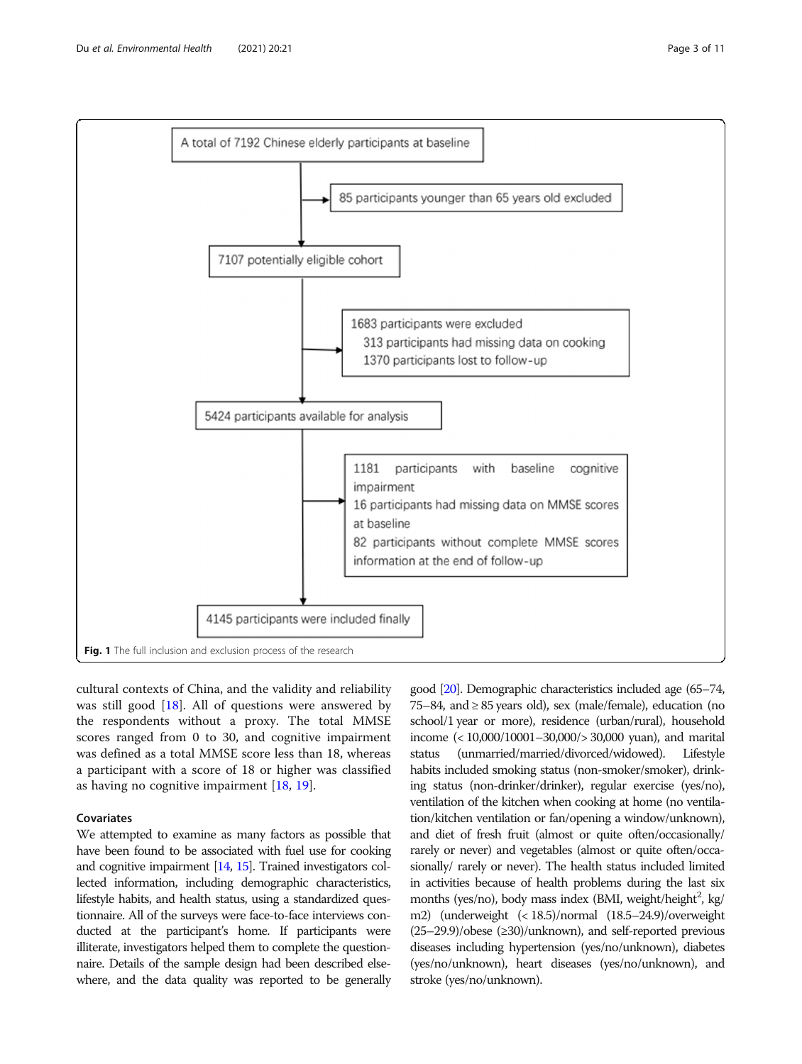A total of 7192 Chinese elderly participants at baseline

85 participants younger than 65 years old excluded

7107 potentially eligible cohort

1683 participants were excluded
313 participants had missing data on cooking
1370 participants lost to follow-up

5424 participants available for analysis

1181 participants with baseline cognitive impairment
16 participants had missing data on MMSE scores at baseline
82 participants without complete MMSE scores information at the end of follow-up

4145 participants were included finally

**Fig. 1** The full inclusion and exclusion process of the research

cultural contexts of China, and the validity and reliability was still good [18]. All of questions were answered by the respondents without a proxy. The total MMSE scores ranged from 0 to 30, and cognitive impairment was defined as a total MMSE score less than 18, whereas a participant with a score of 18 or higher was classified as having no cognitive impairment [18, 19].

### Covariates

We attempted to examine as many factors as possible that have been found to be associated with fuel use for cooking and cognitive impairment [14, 15]. Trained investigators collected information, including demographic characteristics, lifestyle habits, and health status, using a standardized questionnaire. All of the surveys were face-to-face interviews conducted at the participant's home. If participants were illiterate, investigators helped them to complete the questionnaire. Details of the sample design had been described elsewhere, and the data quality was reported to be generally good [20]. Demographic characteristics included age (65–74, 75–84, and ≥ 85 years old), sex (male/female), education (no school/1 year or more), residence (urban/rural), household income (< 10,000/10001–30,000/> 30,000 yuan), and marital status (unmarried/married/divorced/widowed). Lifestyle habits included smoking status (non-smoker/smoker), drinking status (non-drinker/drinker), regular exercise (yes/no), ventilation of the kitchen when cooking at home (no ventilation/kitchen ventilation or fan/opening a window/unknown), and diet of fresh fruit (almost or quite often/occasionally/rarely or never) and vegetables (almost or quite often/occasionally/ rarely or never). The health status included limited in activities because of health problems during the last six months (yes/no), body mass index (BMI, weight/height$^2$, kg/m2) (underweight (< 18.5)/normal (18.5–24.9)/overweight (25–29.9)/obese (≥30)/unknown), and self-reported previous diseases including hypertension (yes/no/unknown), diabetes (yes/no/unknown), heart diseases (yes/no/unknown), and stroke (yes/no/unknown).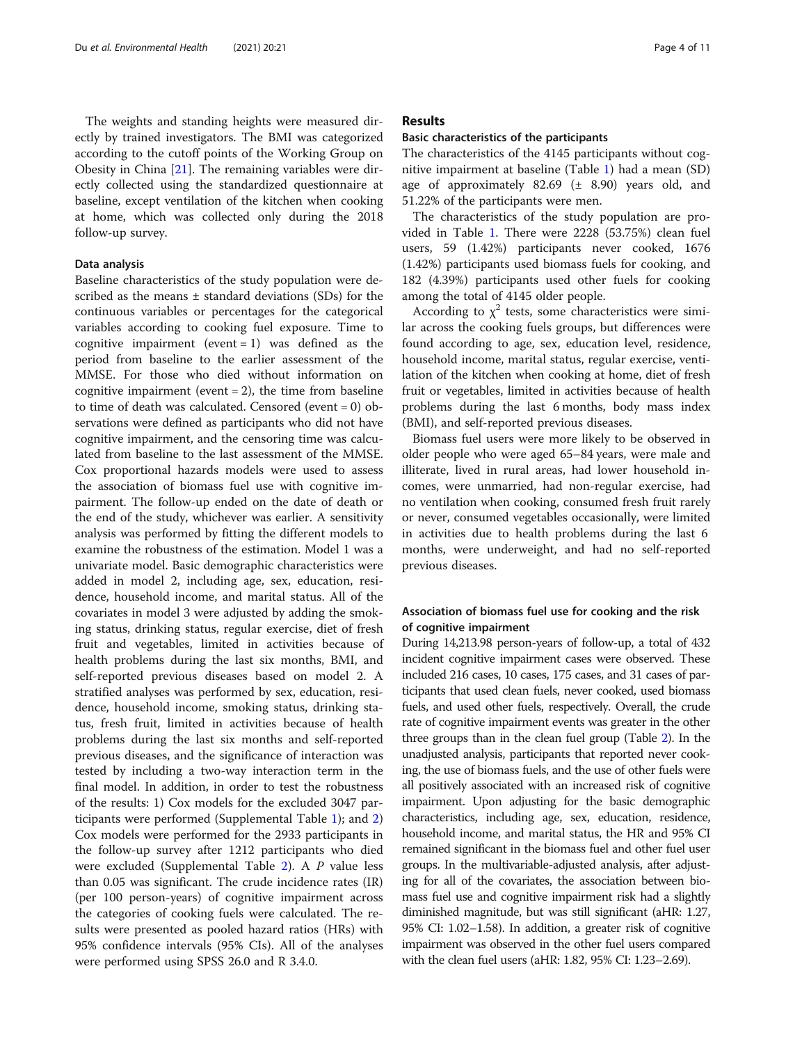The weights and standing heights were measured directly by trained investigators. The BMI was categorized according to the cutoff points of the Working Group on Obesity in China [21]. The remaining variables were directly collected using the standardized questionnaire at baseline, except ventilation of the kitchen when cooking at home, which was collected only during the 2018 follow-up survey.

### Data analysis

Baseline characteristics of the study population were described as the means ± standard deviations (SDs) for the continuous variables or percentages for the categorical variables according to cooking fuel exposure. Time to cognitive impairment (event = 1) was defined as the period from baseline to the earlier assessment of the MMSE. For those who died without information on cognitive impairment (event = 2), the time from baseline to time of death was calculated. Censored (event = 0) observations were defined as participants who did not have cognitive impairment, and the censoring time was calculated from baseline to the last assessment of the MMSE. Cox proportional hazards models were used to assess the association of biomass fuel use with cognitive impairment. The follow-up ended on the date of death or the end of the study, whichever was earlier. A sensitivity analysis was performed by fitting the different models to examine the robustness of the estimation. Model 1 was a univariate model. Basic demographic characteristics were added in model 2, including age, sex, education, residence, household income, and marital status. All of the covariates in model 3 were adjusted by adding the smoking status, drinking status, regular exercise, diet of fresh fruit and vegetables, limited in activities because of health problems during the last six months, BMI, and self-reported previous diseases based on model 2. A stratified analyses was performed by sex, education, residence, household income, smoking status, drinking status, fresh fruit, limited in activities because of health problems during the last six months and self-reported previous diseases, and the significance of interaction was tested by including a two-way interaction term in the final model. In addition, in order to test the robustness of the results: 1) Cox models for the excluded 3047 participants were performed (Supplemental Table 1); and 2) Cox models were performed for the 2933 participants in the follow-up survey after 1212 participants who died were excluded (Supplemental Table 2). A *P* value less than 0.05 was significant. The crude incidence rates (IR) (per 100 person-years) of cognitive impairment across the categories of cooking fuels were calculated. The results were presented as pooled hazard ratios (HRs) with 95% confidence intervals (95% CIs). All of the analyses were performed using SPSS 26.0 and R 3.4.0.

## Results

### Basic characteristics of the participants

The characteristics of the 4145 participants without cognitive impairment at baseline (Table 1) had a mean (SD) age of approximately 82.69 (± 8.90) years old, and 51.22% of the participants were men.

The characteristics of the study population are provided in Table 1. There were 2228 (53.75%) clean fuel users, 59 (1.42%) participants never cooked, 1676 (1.42%) participants used biomass fuels for cooking, and 182 (4.39%) participants used other fuels for cooking among the total of 4145 older people.

According to $\chi^2$ tests, some characteristics were similar across the cooking fuels groups, but differences were found according to age, sex, education level, residence, household income, marital status, regular exercise, ventilation of the kitchen when cooking at home, diet of fresh fruit or vegetables, limited in activities because of health problems during the last 6 months, body mass index (BMI), and self-reported previous diseases.

Biomass fuel users were more likely to be observed in older people who were aged 65–84 years, were male and illiterate, lived in rural areas, had lower household incomes, were unmarried, had non-regular exercise, had no ventilation when cooking, consumed fresh fruit rarely or never, consumed vegetables occasionally, were limited in activities due to health problems during the last 6 months, were underweight, and had no self-reported previous diseases.

### Association of biomass fuel use for cooking and the risk of cognitive impairment

During 14,213.98 person-years of follow-up, a total of 432 incident cognitive impairment cases were observed. These included 216 cases, 10 cases, 175 cases, and 31 cases of participants that used clean fuels, never cooked, used biomass fuels, and used other fuels, respectively. Overall, the crude rate of cognitive impairment events was greater in the other three groups than in the clean fuel group (Table 2). In the unadjusted analysis, participants that reported never cooking, the use of biomass fuels, and the use of other fuels were all positively associated with an increased risk of cognitive impairment. Upon adjusting for the basic demographic characteristics, including age, sex, education, residence, household income, and marital status, the HR and 95% CI remained significant in the biomass fuel and other fuel user groups. In the multivariable-adjusted analysis, after adjusting for all of the covariates, the association between biomass fuel use and cognitive impairment risk had a slightly diminished magnitude, but was still significant (aHR: 1.27, 95% CI: 1.02–1.58). In addition, a greater risk of cognitive impairment was observed in the other fuel users compared with the clean fuel users (aHR: 1.82, 95% CI: 1.23–2.69).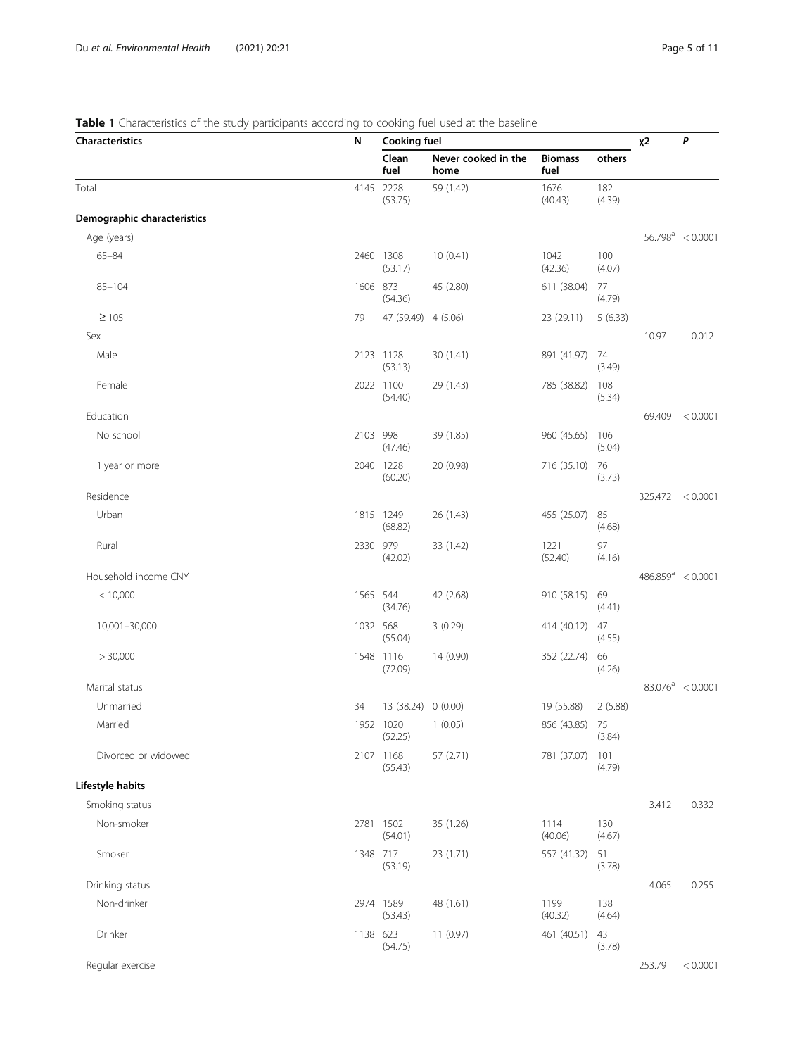**Table 1** Characteristics of the study participants according to cooking fuel used at the baseline

| Characteristics | N | Cooking fuel | | | | χ2 | *P* |
|---|---|---|---|---|---|---|---|
| | | Clean fuel | Never cooked in the home | Biomass fuel | others | | |
| Total | 4145 | 2228 (53.75) | 59 (1.42) | 1676 (40.43) | 182 (4.39) | | |
| **Demographic characteristics** | | | | | | | |
| Age (years) | | | | | | 56.798[a] | < 0.0001 |
| 65–84 | 2460 | 1308 (53.17) | 10 (0.41) | 1042 (42.36) | 100 (4.07) | | |
| 85–104 | 1606 | 873 (54.36) | 45 (2.80) | 611 (38.04) | 77 (4.79) | | |
| ≥ 105 | 79 | 47 (59.49) | 4 (5.06) | 23 (29.11) | 5 (6.33) | | |
| Sex | | | | | | 10.97 | 0.012 |
| Male | 2123 | 1128 (53.13) | 30 (1.41) | 891 (41.97) | 74 (3.49) | | |
| Female | 2022 | 1100 (54.40) | 29 (1.43) | 785 (38.82) | 108 (5.34) | | |
| Education | | | | | | 69.409 | < 0.0001 |
| No school | 2103 | 998 (47.46) | 39 (1.85) | 960 (45.65) | 106 (5.04) | | |
| 1 year or more | 2040 | 1228 (60.20) | 20 (0.98) | 716 (35.10) | 76 (3.73) | | |
| Residence | | | | | | 325.472 | < 0.0001 |
| Urban | 1815 | 1249 (68.82) | 26 (1.43) | 455 (25.07) | 85 (4.68) | | |
| Rural | 2330 | 979 (42.02) | 33 (1.42) | 1221 (52.40) | 97 (4.16) | | |
| Household income CNY | | | | | | 486.859[a] | < 0.0001 |
| < 10,000 | 1565 | 544 (34.76) | 42 (2.68) | 910 (58.15) | 69 (4.41) | | |
| 10,001–30,000 | 1032 | 568 (55.04) | 3 (0.29) | 414 (40.12) | 47 (4.55) | | |
| > 30,000 | 1548 | 1116 (72.09) | 14 (0.90) | 352 (22.74) | 66 (4.26) | | |
| Marital status | | | | | | 83.076[a] | < 0.0001 |
| Unmarried | 34 | 13 (38.24) | 0 (0.00) | 19 (55.88) | 2 (5.88) | | |
| Married | 1952 | 1020 (52.25) | 1 (0.05) | 856 (43.85) | 75 (3.84) | | |
| Divorced or widowed | 2107 | 1168 (55.43) | 57 (2.71) | 781 (37.07) | 101 (4.79) | | |
| **Lifestyle habits** | | | | | | | |
| Smoking status | | | | | | 3.412 | 0.332 |
| Non-smoker | 2781 | 1502 (54.01) | 35 (1.26) | 1114 (40.06) | 130 (4.67) | | |
| Smoker | 1348 | 717 (53.19) | 23 (1.71) | 557 (41.32) | 51 (3.78) | | |
| Drinking status | | | | | | 4.065 | 0.255 |
| Non-drinker | 2974 | 1589 (53.43) | 48 (1.61) | 1199 (40.32) | 138 (4.64) | | |
| Drinker | 1138 | 623 (54.75) | 11 (0.97) | 461 (40.51) | 43 (3.78) | | |
| Regular exercise | | | | | | 253.79 | < 0.0001 |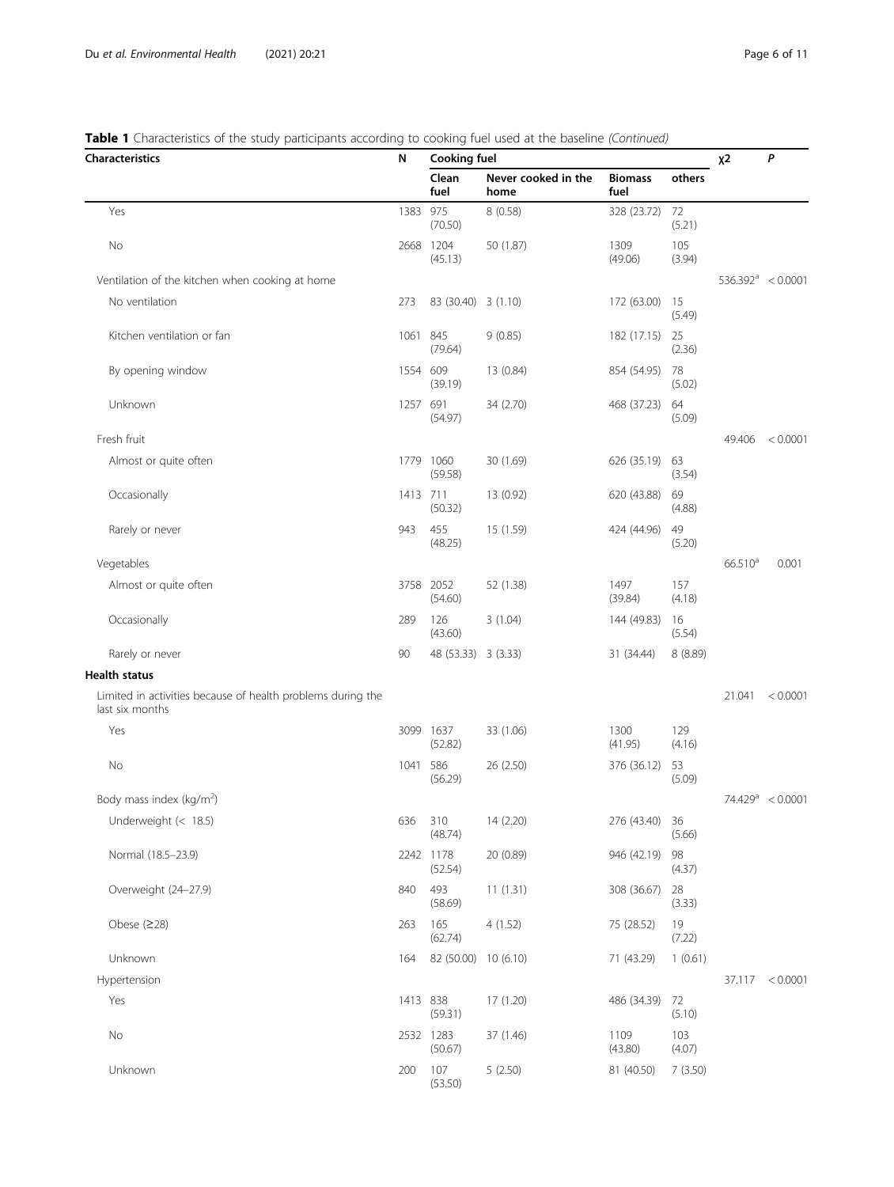**Table 1** Characteristics of the study participants according to cooking fuel used at the baseline *(Continued)*

| Characteristics | N | Cooking fuel | | | | χ2 | *P* |
|---|---|---|---|---|---|---|---|
| | | Clean fuel | Never cooked in the home | Biomass fuel | others | | |
| Yes | 1383 | 975 (70.50) | 8 (0.58) | 328 (23.72) | 72 (5.21) | | |
| No | 2668 | 1204 (45.13) | 50 (1.87) | 1309 (49.06) | 105 (3.94) | | |
| Ventilation of the kitchen when cooking at home | | | | | | 536.392[a] | < 0.0001 |
| No ventilation | 273 | 83 (30.40) | 3 (1.10) | 172 (63.00) | 15 (5.49) | | |
| Kitchen ventilation or fan | 1061 | 845 (79.64) | 9 (0.85) | 182 (17.15) | 25 (2.36) | | |
| By opening window | 1554 | 609 (39.19) | 13 (0.84) | 854 (54.95) | 78 (5.02) | | |
| Unknown | 1257 | 691 (54.97) | 34 (2.70) | 468 (37.23) | 64 (5.09) | | |
| Fresh fruit | | | | | | 49.406 | < 0.0001 |
| Almost or quite often | 1779 | 1060 (59.58) | 30 (1.69) | 626 (35.19) | 63 (3.54) | | |
| Occasionally | 1413 | 711 (50.32) | 13 (0.92) | 620 (43.88) | 69 (4.88) | | |
| Rarely or never | 943 | 455 (48.25) | 15 (1.59) | 424 (44.96) | 49 (5.20) | | |
| Vegetables | | | | | | 66.510[a] | 0.001 |
| Almost or quite often | 3758 | 2052 (54.60) | 52 (1.38) | 1497 (39.84) | 157 (4.18) | | |
| Occasionally | 289 | 126 (43.60) | 3 (1.04) | 144 (49.83) | 16 (5.54) | | |
| Rarely or never | 90 | 48 (53.33) | 3 (3.33) | 31 (34.44) | 8 (8.89) | | |
| **Health status** | | | | | | | |
| Limited in activities because of health problems during the last six months | | | | | | 21.041 | < 0.0001 |
| Yes | 3099 | 1637 (52.82) | 33 (1.06) | 1300 (41.95) | 129 (4.16) | | |
| No | 1041 | 586 (56.29) | 26 (2.50) | 376 (36.12) | 53 (5.09) | | |
| Body mass index (kg/m$^2$) | | | | | | 74.429[a] | < 0.0001 |
| Underweight (< 18.5) | 636 | 310 (48.74) | 14 (2.20) | 276 (43.40) | 36 (5.66) | | |
| Normal (18.5–23.9) | 2242 | 1178 (52.54) | 20 (0.89) | 946 (42.19) | 98 (4.37) | | |
| Overweight (24–27.9) | 840 | 493 (58.69) | 11 (1.31) | 308 (36.67) | 28 (3.33) | | |
| Obese (≥28) | 263 | 165 (62.74) | 4 (1.52) | 75 (28.52) | 19 (7.22) | | |
| Unknown | 164 | 82 (50.00) | 10 (6.10) | 71 (43.29) | 1 (0.61) | | |
| Hypertension | | | | | | 37.117 | < 0.0001 |
| Yes | 1413 | 838 (59.31) | 17 (1.20) | 486 (34.39) | 72 (5.10) | | |
| No | 2532 | 1283 (50.67) | 37 (1.46) | 1109 (43.80) | 103 (4.07) | | |
| Unknown | 200 | 107 (53.50) | 5 (2.50) | 81 (40.50) | 7 (3.50) | | |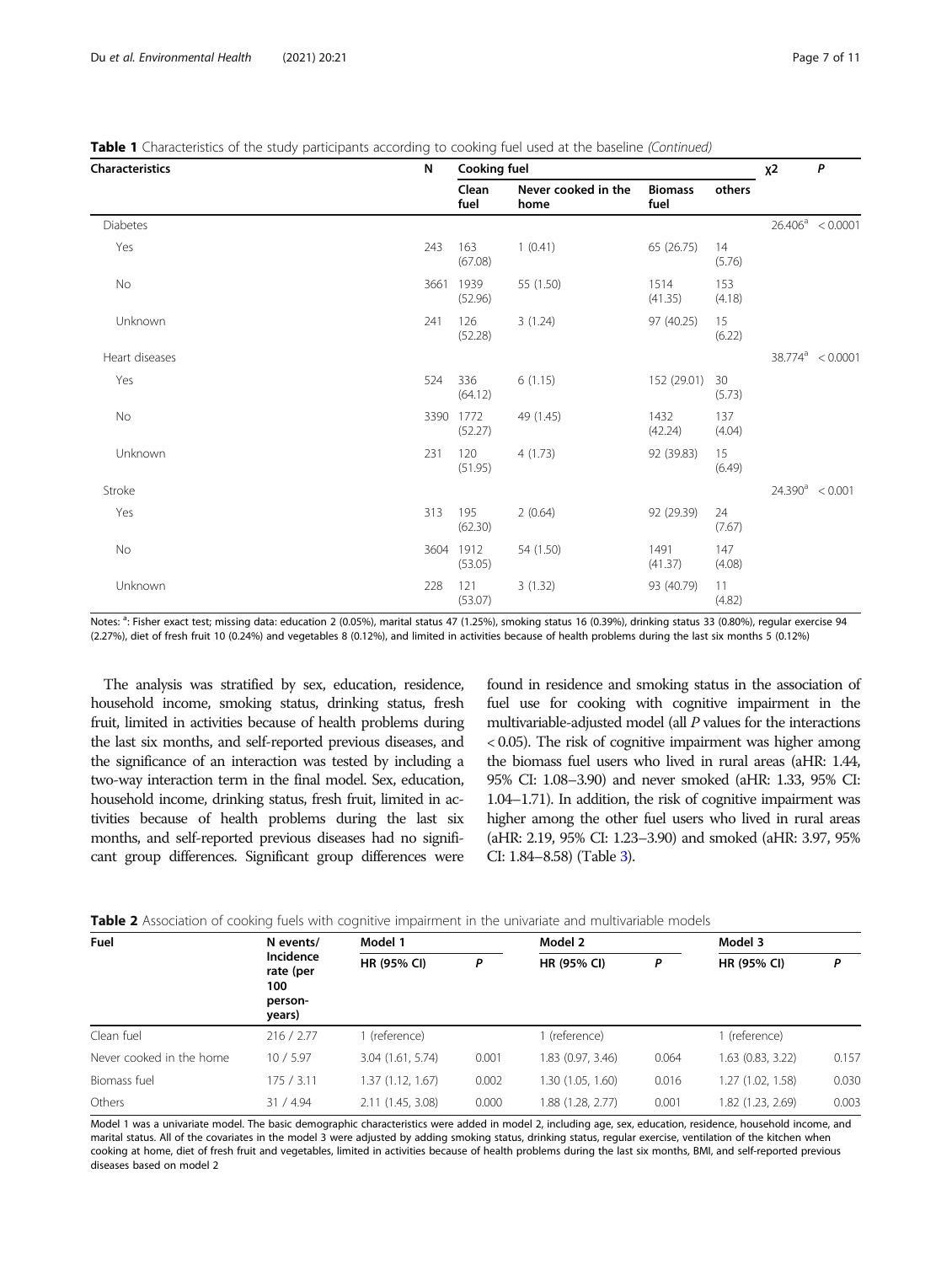**Table 1** Characteristics of the study participants according to cooking fuel used at the baseline *(Continued)*

| Characteristics | N | Cooking fuel | | | | $\chi 2$ | *P* |
|---|---|---|---|---|---|---|---|
| | | Clean fuel | Never cooked in the home | Biomass fuel | others | | |
| Diabetes | | | | | | 26.406[a] | < 0.0001 |
| Yes | 243 | 163 (67.08) | 1 (0.41) | 65 (26.75) | 14 (5.76) | | |
| No | 3661 | 1939 (52.96) | 55 (1.50) | 1514 (41.35) | 153 (4.18) | | |
| Unknown | 241 | 126 (52.28) | 3 (1.24) | 97 (40.25) | 15 (6.22) | | |
| Heart diseases | | | | | | 38.774[a] | < 0.0001 |
| Yes | 524 | 336 (64.12) | 6 (1.15) | 152 (29.01) | 30 (5.73) | | |
| No | 3390 | 1772 (52.27) | 49 (1.45) | 1432 (42.24) | 137 (4.04) | | |
| Unknown | 231 | 120 (51.95) | 4 (1.73) | 92 (39.83) | 15 (6.49) | | |
| Stroke | | | | | | 24.390[a] | < 0.001 |
| Yes | 313 | 195 (62.30) | 2 (0.64) | 92 (29.39) | 24 (7.67) | | |
| No | 3604 | 1912 (53.05) | 54 (1.50) | 1491 (41.37) | 147 (4.08) | | |
| Unknown | 228 | 121 (53.07) | 3 (1.32) | 93 (40.79) | 11 (4.82) | | |

Notes: [a]: Fisher exact test; missing data: education 2 (0.05%), marital status 47 (1.25%), smoking status 16 (0.39%), drinking status 33 (0.80%), regular exercise 94 (2.27%), diet of fresh fruit 10 (0.24%) and vegetables 8 (0.12%), and limited in activities because of health problems during the last six months 5 (0.12%)

The analysis was stratified by sex, education, residence, household income, smoking status, drinking status, fresh fruit, limited in activities because of health problems during the last six months, and self-reported previous diseases, and the significance of an interaction was tested by including a two-way interaction term in the final model. Sex, education, household income, drinking status, fresh fruit, limited in activities because of health problems during the last six months, and self-reported previous diseases had no significant group differences. Significant group differences were found in residence and smoking status in the association of fuel use for cooking with cognitive impairment in the multivariable-adjusted model (all *P* values for the interactions < 0.05). The risk of cognitive impairment was higher among the biomass fuel users who lived in rural areas (aHR: 1.44, 95% CI: 1.08–3.90) and never smoked (aHR: 1.33, 95% CI: 1.04–1.71). In addition, the risk of cognitive impairment was higher among the other fuel users who lived in rural areas (aHR: 2.19, 95% CI: 1.23–3.90) and smoked (aHR: 3.97, 95% CI: 1.84–8.58) (Table 3).

**Table 2** Association of cooking fuels with cognitive impairment in the univariate and multivariable models

| Fuel | N events/ Incidence rate (per 100 person-years) | Model 1 | | Model 2 | | Model 3 | |
|---|---|---|---|---|---|---|---|
| | | HR (95% CI) | *P* | HR (95% CI) | *P* | HR (95% CI) | *P* |
| Clean fuel | 216 / 2.77 | 1 (reference) | | 1 (reference) | | 1 (reference) | |
| Never cooked in the home | 10 / 5.97 | 3.04 (1.61, 5.74) | 0.001 | 1.83 (0.97, 3.46) | 0.064 | 1.63 (0.83, 3.22) | 0.157 |
| Biomass fuel | 175 / 3.11 | 1.37 (1.12, 1.67) | 0.002 | 1.30 (1.05, 1.60) | 0.016 | 1.27 (1.02, 1.58) | 0.030 |
| Others | 31 / 4.94 | 2.11 (1.45, 3.08) | 0.000 | 1.88 (1.28, 2.77) | 0.001 | 1.82 (1.23, 2.69) | 0.003 |

Model 1 was a univariate model. The basic demographic characteristics were added in model 2, including age, sex, education, residence, household income, and marital status. All of the covariates in the model 3 were adjusted by adding smoking status, drinking status, regular exercise, ventilation of the kitchen when cooking at home, diet of fresh fruit and vegetables, limited in activities because of health problems during the last six months, BMI, and self-reported previous diseases based on model 2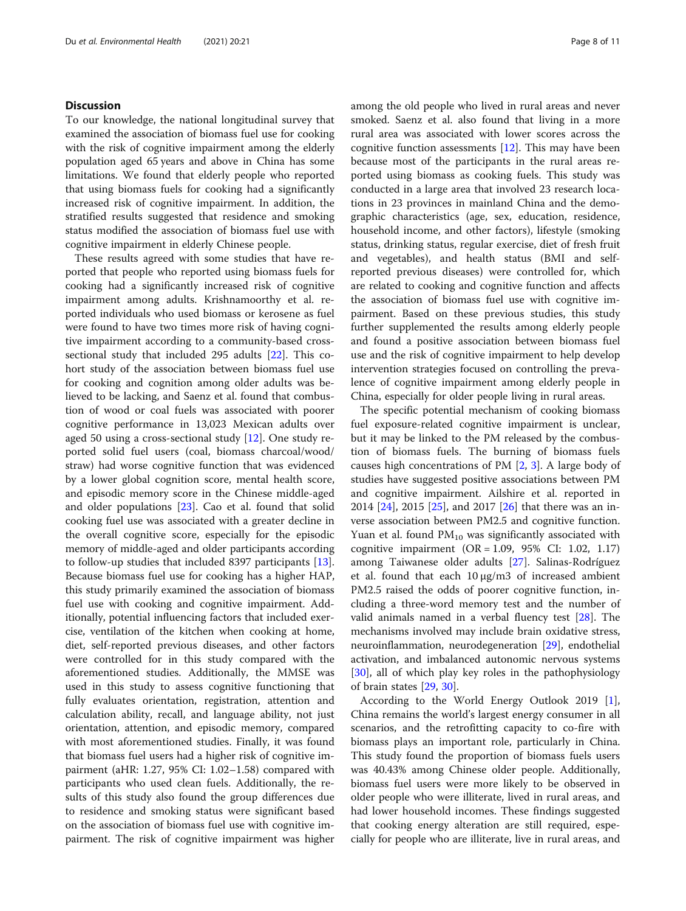## Discussion

To our knowledge, the national longitudinal survey that examined the association of biomass fuel use for cooking with the risk of cognitive impairment among the elderly population aged 65 years and above in China has some limitations. We found that elderly people who reported that using biomass fuels for cooking had a significantly increased risk of cognitive impairment. In addition, the stratified results suggested that residence and smoking status modified the association of biomass fuel use with cognitive impairment in elderly Chinese people.

These results agreed with some studies that have reported that people who reported using biomass fuels for cooking had a significantly increased risk of cognitive impairment among adults. Krishnamoorthy et al. reported individuals who used biomass or kerosene as fuel were found to have two times more risk of having cognitive impairment according to a community-based cross-sectional study that included 295 adults [22]. This cohort study of the association between biomass fuel use for cooking and cognition among older adults was believed to be lacking, and Saenz et al. found that combustion of wood or coal fuels was associated with poorer cognitive performance in 13,023 Mexican adults over aged 50 using a cross-sectional study [12]. One study reported solid fuel users (coal, biomass charcoal/wood/straw) had worse cognitive function that was evidenced by a lower global cognition score, mental health score, and episodic memory score in the Chinese middle-aged and older populations [23]. Cao et al. found that solid cooking fuel use was associated with a greater decline in the overall cognitive score, especially for the episodic memory of middle-aged and older participants according to follow-up studies that included 8397 participants [13]. Because biomass fuel use for cooking has a higher HAP, this study primarily examined the association of biomass fuel use with cooking and cognitive impairment. Additionally, potential influencing factors that included exercise, ventilation of the kitchen when cooking at home, diet, self-reported previous diseases, and other factors were controlled for in this study compared with the aforementioned studies. Additionally, the MMSE was used in this study to assess cognitive functioning that fully evaluates orientation, registration, attention and calculation ability, recall, and language ability, not just orientation, attention, and episodic memory, compared with most aforementioned studies. Finally, it was found that biomass fuel users had a higher risk of cognitive impairment (aHR: 1.27, 95% CI: 1.02–1.58) compared with participants who used clean fuels. Additionally, the results of this study also found the group differences due to residence and smoking status were significant based on the association of biomass fuel use with cognitive impairment. The risk of cognitive impairment was higher among the old people who lived in rural areas and never smoked. Saenz et al. also found that living in a more rural area was associated with lower scores across the cognitive function assessments [12]. This may have been because most of the participants in the rural areas reported using biomass as cooking fuels. This study was conducted in a large area that involved 23 research locations in 23 provinces in mainland China and the demographic characteristics (age, sex, education, residence, household income, and other factors), lifestyle (smoking status, drinking status, regular exercise, diet of fresh fruit and vegetables), and health status (BMI and self-reported previous diseases) were controlled for, which are related to cooking and cognitive function and affects the association of biomass fuel use with cognitive impairment. Based on these previous studies, this study further supplemented the results among elderly people and found a positive association between biomass fuel use and the risk of cognitive impairment to help develop intervention strategies focused on controlling the prevalence of cognitive impairment among elderly people in China, especially for older people living in rural areas.

The specific potential mechanism of cooking biomass fuel exposure-related cognitive impairment is unclear, but it may be linked to the PM released by the combustion of biomass fuels. The burning of biomass fuels causes high concentrations of PM [2, 3]. A large body of studies have suggested positive associations between PM and cognitive impairment. Ailshire et al. reported in 2014 [24], 2015 [25], and 2017 [26] that there was an inverse association between PM2.5 and cognitive function. Yuan et al. found $PM_{10}$ was significantly associated with cognitive impairment (OR = 1.09, 95% CI: 1.02, 1.17) among Taiwanese older adults [27]. Salinas-Rodríguez et al. found that each 10 μg/m3 of increased ambient PM2.5 raised the odds of poorer cognitive function, including a three-word memory test and the number of valid animals named in a verbal fluency test [28]. The mechanisms involved may include brain oxidative stress, neuroinflammation, neurodegeneration [29], endothelial activation, and imbalanced autonomic nervous systems [30], all of which play key roles in the pathophysiology of brain states [29, 30].

According to the World Energy Outlook 2019 [1], China remains the world's largest energy consumer in all scenarios, and the retrofitting capacity to co-fire with biomass plays an important role, particularly in China. This study found the proportion of biomass fuels users was 40.43% among Chinese older people. Additionally, biomass fuel users were more likely to be observed in older people who were illiterate, lived in rural areas, and had lower household incomes. These findings suggested that cooking energy alteration are still required, especially for people who are illiterate, live in rural areas, and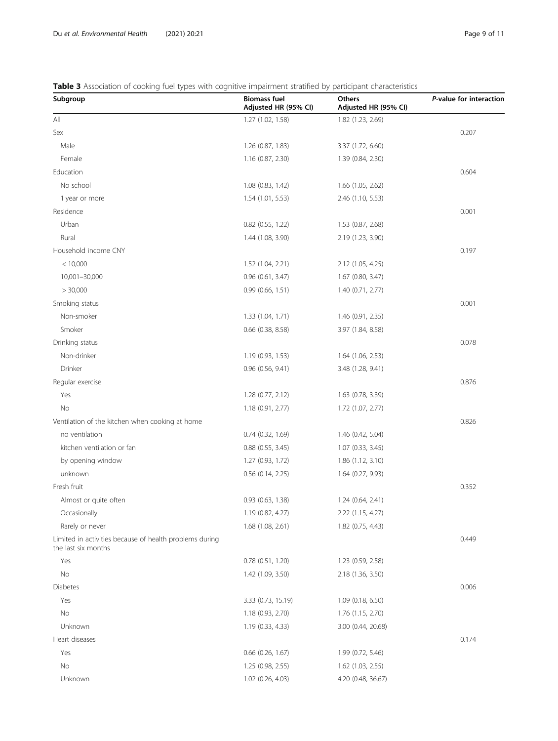**Table 3** Association of cooking fuel types with cognitive impairment stratified by participant characteristics

| Subgroup | Biomass fuel Adjusted HR (95% CI) | Others Adjusted HR (95% CI) | *P*-value for interaction |
|---|---|---|---|
| All | 1.27 (1.02, 1.58) | 1.82 (1.23, 2.69) | |
| Sex | | | 0.207 |
| Male | 1.26 (0.87, 1.83) | 3.37 (1.72, 6.60) | |
| Female | 1.16 (0.87, 2.30) | 1.39 (0.84, 2.30) | |
| Education | | | 0.604 |
| No school | 1.08 (0.83, 1.42) | 1.66 (1.05, 2.62) | |
| 1 year or more | 1.54 (1.01, 5.53) | 2.46 (1.10, 5.53) | |
| Residence | | | 0.001 |
| Urban | 0.82 (0.55, 1.22) | 1.53 (0.87, 2.68) | |
| Rural | 1.44 (1.08, 3.90) | 2.19 (1.23, 3.90) | |
| Household income CNY | | | 0.197 |
| < 10,000 | 1.52 (1.04, 2.21) | 2.12 (1.05, 4.25) | |
| 10,001–30,000 | 0.96 (0.61, 3.47) | 1.67 (0.80, 3.47) | |
| > 30,000 | 0.99 (0.66, 1.51) | 1.40 (0.71, 2.77) | |
| Smoking status | | | 0.001 |
| Non-smoker | 1.33 (1.04, 1.71) | 1.46 (0.91, 2.35) | |
| Smoker | 0.66 (0.38, 8.58) | 3.97 (1.84, 8.58) | |
| Drinking status | | | 0.078 |
| Non-drinker | 1.19 (0.93, 1.53) | 1.64 (1.06, 2.53) | |
| Drinker | 0.96 (0.56, 9.41) | 3.48 (1.28, 9.41) | |
| Regular exercise | | | 0.876 |
| Yes | 1.28 (0.77, 2.12) | 1.63 (0.78, 3.39) | |
| No | 1.18 (0.91, 2.77) | 1.72 (1.07, 2.77) | |
| Ventilation of the kitchen when cooking at home | | | 0.826 |
| no ventilation | 0.74 (0.32, 1.69) | 1.46 (0.42, 5.04) | |
| kitchen ventilation or fan | 0.88 (0.55, 3.45) | 1.07 (0.33, 3.45) | |
| by opening window | 1.27 (0.93, 1.72) | 1.86 (1.12, 3.10) | |
| unknown | 0.56 (0.14, 2.25) | 1.64 (0.27, 9.93) | |
| Fresh fruit | | | 0.352 |
| Almost or quite often | 0.93 (0.63, 1.38) | 1.24 (0.64, 2.41) | |
| Occasionally | 1.19 (0.82, 4.27) | 2.22 (1.15, 4.27) | |
| Rarely or never | 1.68 (1.08, 2.61) | 1.82 (0.75, 4.43) | |
| Limited in activities because of health problems during the last six months | | | 0.449 |
| Yes | 0.78 (0.51, 1.20) | 1.23 (0.59, 2.58) | |
| No | 1.42 (1.09, 3.50) | 2.18 (1.36, 3.50) | |
| Diabetes | | | 0.006 |
| Yes | 3.33 (0.73, 15.19) | 1.09 (0.18, 6.50) | |
| No | 1.18 (0.93, 2.70) | 1.76 (1.15, 2.70) | |
| Unknown | 1.19 (0.33, 4.33) | 3.00 (0.44, 20.68) | |
| Heart diseases | | | 0.174 |
| Yes | 0.66 (0.26, 1.67) | 1.99 (0.72, 5.46) | |
| No | 1.25 (0.98, 2.55) | 1.62 (1.03, 2.55) | |
| Unknown | 1.02 (0.26, 4.03) | 4.20 (0.48, 36.67) | |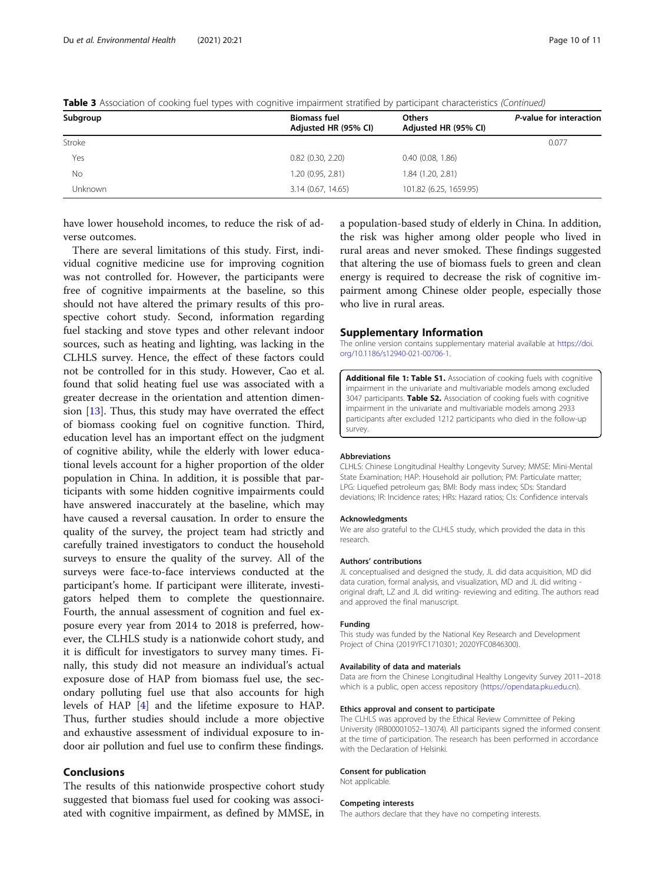**Table 3** Association of cooking fuel types with cognitive impairment stratified by participant characteristics *(Continued)*

| Subgroup | Biomass fuel Adjusted HR (95% CI) | Others Adjusted HR (95% CI) | *P*-value for interaction |
|---|---|---|---|
| Stroke | | | 0.077 |
| Yes | 0.82 (0.30, 2.20) | 0.40 (0.08, 1.86) | |
| No | 1.20 (0.95, 2.81) | 1.84 (1.20, 2.81) | |
| Unknown | 3.14 (0.67, 14.65) | 101.82 (6.25, 1659.95) | |

have lower household incomes, to reduce the risk of adverse outcomes.

There are several limitations of this study. First, individual cognitive medicine use for improving cognition was not controlled for. However, the participants were free of cognitive impairments at the baseline, so this should not have altered the primary results of this prospective cohort study. Second, information regarding fuel stacking and stove types and other relevant indoor sources, such as heating and lighting, was lacking in the CLHLS survey. Hence, the effect of these factors could not be controlled for in this study. However, Cao et al. found that solid heating fuel use was associated with a greater decrease in the orientation and attention dimension [13]. Thus, this study may have overrated the effect of biomass cooking fuel on cognitive function. Third, education level has an important effect on the judgment of cognitive ability, while the elderly with lower educational levels account for a higher proportion of the older population in China. In addition, it is possible that participants with some hidden cognitive impairments could have answered inaccurately at the baseline, which may have caused a reversal causation. In order to ensure the quality of the survey, the project team had strictly and carefully trained investigators to conduct the household surveys to ensure the quality of the survey. All of the surveys were face-to-face interviews conducted at the participant's home. If participant were illiterate, investigators helped them to complete the questionnaire. Fourth, the annual assessment of cognition and fuel exposure every year from 2014 to 2018 is preferred, however, the CLHLS study is a nationwide cohort study, and it is difficult for investigators to survey many times. Finally, this study did not measure an individual's actual exposure dose of HAP from biomass fuel use, the secondary polluting fuel use that also accounts for high levels of HAP [4] and the lifetime exposure to HAP. Thus, further studies should include a more objective and exhaustive assessment of individual exposure to indoor air pollution and fuel use to confirm these findings.

## Conclusions

The results of this nationwide prospective cohort study suggested that biomass fuel used for cooking was associated with cognitive impairment, as defined by MMSE, in a population-based study of elderly in China. In addition, the risk was higher among older people who lived in rural areas and never smoked. These findings suggested that altering the use of biomass fuels to green and clean energy is required to decrease the risk of cognitive impairment among Chinese older people, especially those who live in rural areas.

## Supplementary Information

The online version contains supplementary material available at https://doi.org/10.1186/s12940-021-00706-1.

**Additional file 1: Table S1.** Association of cooking fuels with cognitive impairment in the univariate and multivariable models among excluded 3047 participants. **Table S2.** Association of cooking fuels with cognitive impairment in the univariate and multivariable models among 2933 participants after excluded 1212 participants who died in the follow-up survey.

#### Abbreviations

CLHLS: Chinese Longitudinal Healthy Longevity Survey; MMSE: Mini-Mental State Examination; HAP: Household air pollution; PM: Particulate matter; LPG: Liquefied petroleum gas; BMI: Body mass index; SDs: Standard deviations; IR: Incidence rates; HRs: Hazard ratios; CIs: Confidence intervals

#### Acknowledgments

We are also grateful to the CLHLS study, which provided the data in this research.

#### Authors' contributions

JL conceptualised and designed the study, JL did data acquisition, MD did data curation, formal analysis, and visualization, MD and JL did writing - original draft, LZ and JL did writing- reviewing and editing. The authors read and approved the final manuscript.

#### Funding

This study was funded by the National Key Research and Development Project of China (2019YFC1710301; 2020YFC0846300).

#### Availability of data and materials

Data are from the Chinese Longitudinal Healthy Longevity Survey 2011–2018 which is a public, open access repository (https://opendata.pku.edu.cn).

#### Ethics approval and consent to participate

The CLHLS was approved by the Ethical Review Committee of Peking University (IRB00001052–13074). All participants signed the informed consent at the time of participation. The research has been performed in accordance with the Declaration of Helsinki.

#### Consent for publication

Not applicable.

#### Competing interests

The authors declare that they have no competing interests.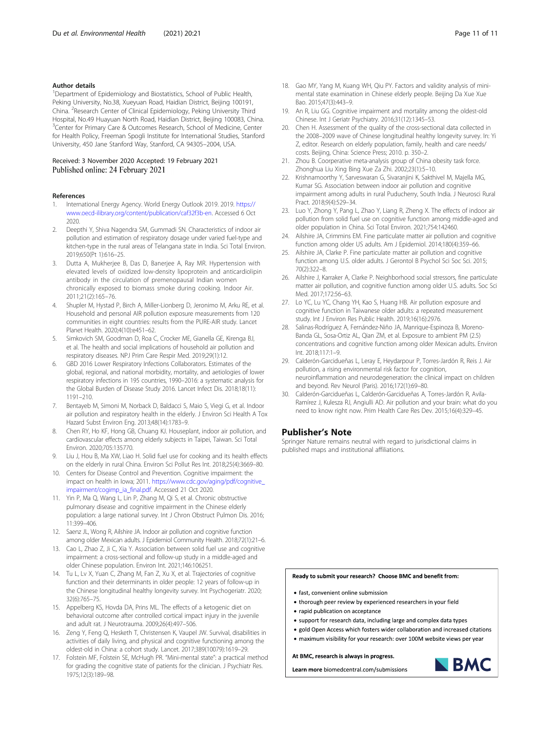### Author details

[1]Department of Epidemiology and Biostatistics, School of Public Health, Peking University, No.38, Xueyuan Road, Haidian District, Beijing 100191, China. [2]Research Center of Clinical Epidemiology, Peking University Third Hospital, No.49 Huayuan North Road, Haidian District, Beijing 100083, China. [3]Center for Primary Care & Outcomes Research, School of Medicine, Center for Health Policy, Freeman Spogli Institute for International Studies, Stanford University, 450 Jane Stanford Way, Stanford, CA 94305–2004, USA.

Received: 3 November 2020 Accepted: 19 February 2021
Published online: 24 February 2021

### References

1. International Energy Agency. World Energy Outlook 2019. 2019. https://www.oecd-ilibrary.org/content/publication/caf32f3b-en. Accessed 6 Oct 2020.
2. Deepthi Y, Shiva Nagendra SM, Gummadi SN. Characteristics of indoor air pollution and estimation of respiratory dosage under varied fuel-type and kitchen-type in the rural areas of Telangana state in India. Sci Total Environ. 2019;650(Pt 1):616–25.
3. Dutta A, Mukherjee B, Das D, Banerjee A, Ray MR. Hypertension with elevated levels of oxidized low-density lipoprotein and anticardiolipin antibody in the circulation of premenopausal Indian women chronically exposed to biomass smoke during cooking. Indoor Air. 2011;21(2):165–76.
4. Shupler M, Hystad P, Birch A, Miller-Lionberg D, Jeronimo M, Arku RE, et al. Household and personal AIR pollution exposure measurements from 120 communities in eight countries: results from the PURE-AIR study. Lancet Planet Health. 2020;4(10):e451–62.
5. Simkovich SM, Goodman D, Roa C, Crocker ME, Gianella GE, Kirenga BJ, et al. The health and social implications of household air pollution and respiratory diseases. NPJ Prim Care Respir Med. 2019;29(1):12.
6. GBD 2016 Lower Respiratory Infections Collaborators. Estimates of the global, regional, and national morbidity, mortality, and aetiologies of lower respiratory infections in 195 countries, 1990–2016: a systematic analysis for the Global Burden of Disease Study 2016. Lancet Infect Dis. 2018;18(11): 1191–210.
7. Bentayeb M, Simoni M, Norback D, Baldacci S, Maio S, Viegi G, et al. Indoor air pollution and respiratory health in the elderly. J Environ Sci Health A Tox Hazard Subst Environ Eng. 2013;48(14):1783–9.
8. Chen RY, Ho KF, Hong GB, Chuang KJ. Houseplant, indoor air pollution, and cardiovascular effects among elderly subjects in Taipei, Taiwan. Sci Total Environ. 2020;705:135770.
9. Liu J, Hou B, Ma XW, Liao H. Solid fuel use for cooking and its health effects on the elderly in rural China. Environ Sci Pollut Res Int. 2018;25(4):3669–80.
10. Centers for Disease Control and Prevention. Cognitive impairment: the impact on health in Iowa; 2011. https://www.cdc.gov/aging/pdf/cognitive_impairment/cogimp_ia_final.pdf. Accessed 21 Oct 2020.
11. Yin P, Ma Q, Wang L, Lin P, Zhang M, Qi S, et al. Chronic obstructive pulmonary disease and cognitive impairment in the Chinese elderly population: a large national survey. Int J Chron Obstruct Pulmon Dis. 2016; 11:399–406.
12. Saenz JL, Wong R, Ailshire JA. Indoor air pollution and cognitive function among older Mexican adults. J Epidemiol Community Health. 2018;72(1):21–6.
13. Cao L, Zhao Z, Ji C, Xia Y. Association between solid fuel use and cognitive impairment: a cross-sectional and follow-up study in a middle-aged and older Chinese population. Environ Int. 2021;146:106251.
14. Tu L, Lv X, Yuan C, Zhang M, Fan Z, Xu X, et al. Trajectories of cognitive function and their determinants in older people: 12 years of follow-up in the Chinese longitudinal healthy longevity survey. Int Psychogeriatr. 2020; 32(6):765–75.
15. Appelberg KS, Hovda DA, Prins ML. The effects of a ketogenic diet on behavioral outcome after controlled cortical impact injury in the juvenile and adult rat. J Neurotrauma. 2009;26(4):497–506.
16. Zeng Y, Feng Q, Hesketh T, Christensen K, Vaupel JW. Survival, disabilities in activities of daily living, and physical and cognitive functioning among the oldest-old in China: a cohort study. Lancet. 2017;389(10079):1619–29.
17. Folstein MF, Folstein SE, McHugh PR. "Mini-mental state": a practical method for grading the cognitive state of patients for the clinician. J Psychiatr Res. 1975;12(3):189–98.
18. Gao MY, Yang M, Kuang WH, Qiu PY. Factors and validity analysis of mini-mental state examination in Chinese elderly people. Beijing Da Xue Xue Bao. 2015;47(3):443–9.
19. An R, Liu GG. Cognitive impairment and mortality among the oldest-old Chinese. Int J Geriatr Psychiatry. 2016;31(12):1345–53.
20. Chen H. Assessment of the quality of the cross-sectional data collected in the 2008–2009 wave of Chinese longitudinal healthy longevity survey. In: Yi Z, editor. Research on elderly population, family, health and care needs/ costs. Beijing, China: Science Press; 2010. p. 350–2.
21. Zhou B. Coorperative meta-analysis group of China obesity task force. Zhonghua Liu Xing Bing Xue Za Zhi. 2002;23(1):5–10.
22. Krishnamoorthy Y, Sarveswaran G, Sivaranjini K, Sakthivel M, Majella MG, Kumar SG. Association between indoor air pollution and cognitive impairment among adults in rural Puducherry, South India. J Neurosci Rural Pract. 2018;9(4):529–34.
23. Luo Y, Zhong Y, Pang L, Zhao Y, Liang R, Zheng X. The effects of indoor air pollution from solid fuel use on cognitive function among middle-aged and older population in China. Sci Total Environ. 2021;754:142460.
24. Ailshire JA, Crimmins EM. Fine particulate matter air pollution and cognitive function among older US adults. Am J Epidemiol. 2014;180(4):359–66.
25. Ailshire JA, Clarke P. Fine particulate matter air pollution and cognitive function among U.S. older adults. J Gerontol B Psychol Sci Soc Sci. 2015; 70(2):322–8.
26. Ailshire J, Karraker A, Clarke P. Neighborhood social stressors, fine particulate matter air pollution, and cognitive function among older U.S. adults. Soc Sci Med. 2017;172:56–63.
27. Lo YC, Lu YC, Chang YH, Kao S, Huang HB. Air pollution exposure and cognitive function in Taiwanese older adults: a repeated measurement study. Int J Environ Res Public Health. 2019;16(16):2976.
28. Salinas-Rodríguez A, Fernández-Niño JA, Manrique-Espinoza B, Moreno-Banda GL, Sosa-Ortiz AL, Qian ZM, et al. Exposure to ambient PM (2.5) concentrations and cognitive function among older Mexican adults. Environ Int. 2018;117:1–9.
29. Calderón-Garcidueñas L, Leray E, Heydarpour P, Torres-Jardón R, Reis J. Air pollution, a rising environmental risk factor for cognition, neuroinflammation and neurodegeneration: the clinical impact on children and beyond. Rev Neurol (Paris). 2016;172(1):69–80.
30. Calderón-Garcidueñas L, Calderón-Garcidueñas A, Torres-Jardón R, Avila-Ramírez J, Kulesza RJ, Angiulli AD. Air pollution and your brain: what do you need to know right now. Prim Health Care Res Dev. 2015;16(4):329–45.

## Publisher's Note

Springer Nature remains neutral with regard to jurisdictional claims in published maps and institutional affiliations.

**Ready to submit your research? Choose BMC and benefit from:**

- fast, convenient online submission
- thorough peer review by experienced researchers in your field
- rapid publication on acceptance
- support for research data, including large and complex data types
- gold Open Access which fosters wider collaboration and increased citations
- maximum visibility for your research: over 100M website views per year

**At BMC, research is always in progress.**

**Learn more** biomedcentral.com/submissions

BMC